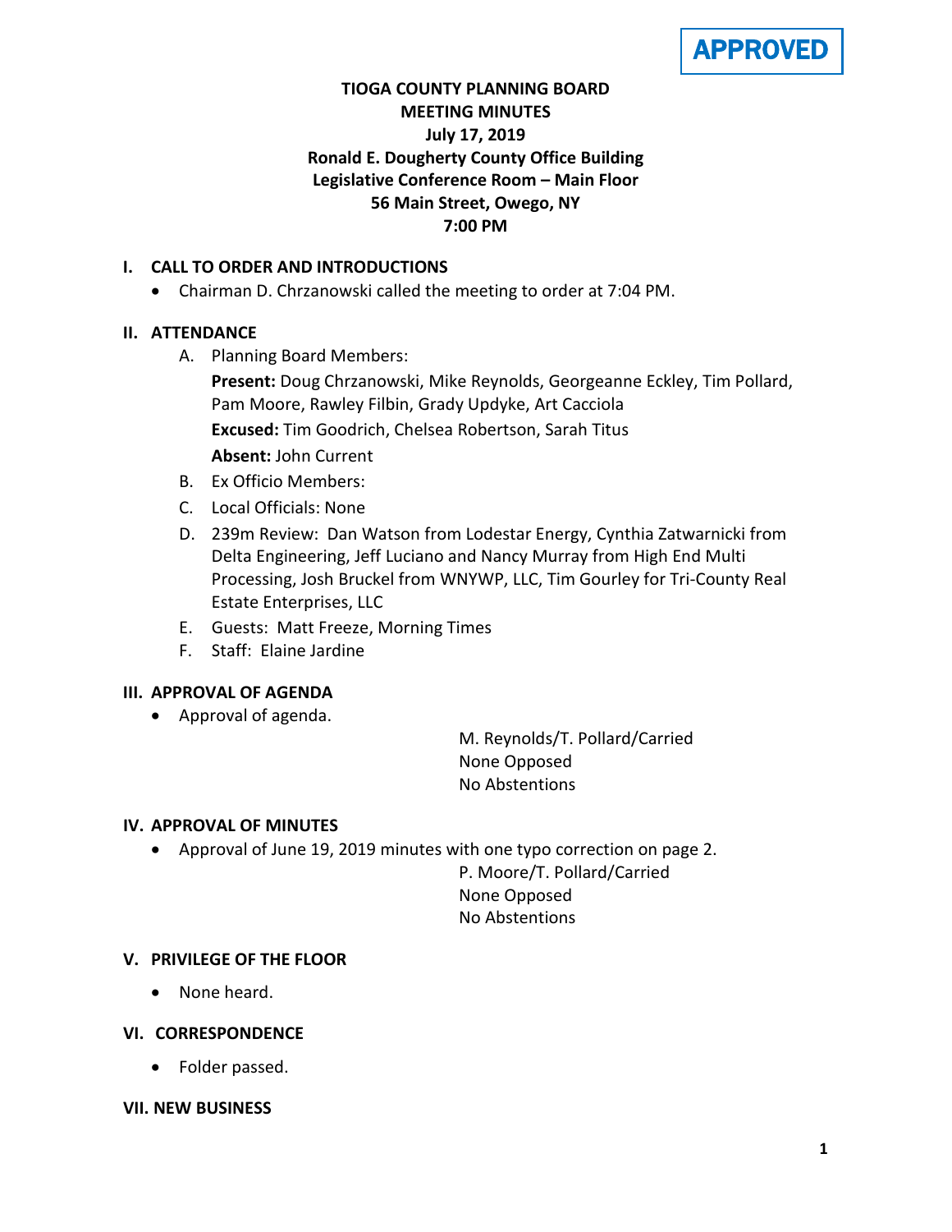APPROVED

# TIOGA COUNTY PLANNING BOARD
## MEETING MINUTES
### July 17, 2019
### Ronald E. Dougherty County Office Building
### Legislative Conference Room – Main Floor
### 56 Main Street, Owego, NY
### 7:00 PM

## I. CALL TO ORDER AND INTRODUCTIONS

- Chairman D. Chrzanowski called the meeting to order at 7:04 PM.

## II. ATTENDANCE

A. Planning Board Members:

**Present:** Doug Chrzanowski, Mike Reynolds, Georgeanne Eckley, Tim Pollard, Pam Moore, Rawley Filbin, Grady Updyke, Art Cacciola

**Excused:** Tim Goodrich, Chelsea Robertson, Sarah Titus

**Absent:** John Current

B. Ex Officio Members:

C. Local Officials: None

D. 239m Review: Dan Watson from Lodestar Energy, Cynthia Zatwarnicki from Delta Engineering, Jeff Luciano and Nancy Murray from High End Multi Processing, Josh Bruckel from WNYWP, LLC, Tim Gourley for Tri-County Real Estate Enterprises, LLC

E. Guests: Matt Freeze, Morning Times

F. Staff: Elaine Jardine

## III. APPROVAL OF AGENDA

- Approval of agenda.

M. Reynolds/T. Pollard/Carried
None Opposed
No Abstentions

## IV. APPROVAL OF MINUTES

- Approval of June 19, 2019 minutes with one typo correction on page 2.

P. Moore/T. Pollard/Carried
None Opposed
No Abstentions

## V. PRIVILEGE OF THE FLOOR

- None heard.

## VI. CORRESPONDENCE

- Folder passed.

## VII. NEW BUSINESS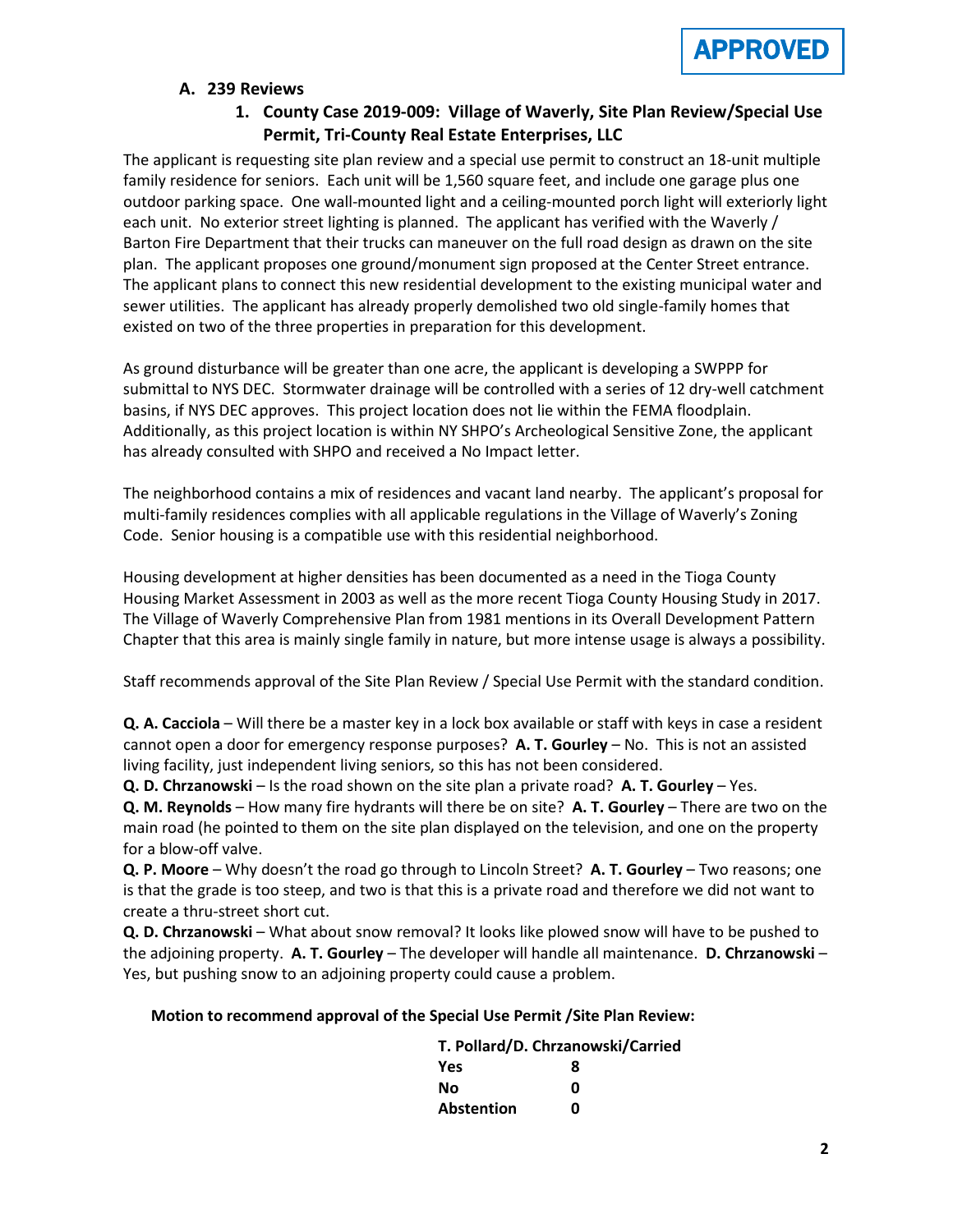APPROVED

### A. 239 Reviews

#### 1. County Case 2019-009: Village of Waverly, Site Plan Review/Special Use Permit, Tri-County Real Estate Enterprises, LLC

The applicant is requesting site plan review and a special use permit to construct an 18-unit multiple family residence for seniors. Each unit will be 1,560 square feet, and include one garage plus one outdoor parking space. One wall-mounted light and a ceiling-mounted porch light will exteriorly light each unit. No exterior street lighting is planned. The applicant has verified with the Waverly / Barton Fire Department that their trucks can maneuver on the full road design as drawn on the site plan. The applicant proposes one ground/monument sign proposed at the Center Street entrance. The applicant plans to connect this new residential development to the existing municipal water and sewer utilities. The applicant has already properly demolished two old single-family homes that existed on two of the three properties in preparation for this development.

As ground disturbance will be greater than one acre, the applicant is developing a SWPPP for submittal to NYS DEC. Stormwater drainage will be controlled with a series of 12 dry-well catchment basins, if NYS DEC approves. This project location does not lie within the FEMA floodplain. Additionally, as this project location is within NY SHPO's Archeological Sensitive Zone, the applicant has already consulted with SHPO and received a No Impact letter.

The neighborhood contains a mix of residences and vacant land nearby. The applicant's proposal for multi-family residences complies with all applicable regulations in the Village of Waverly's Zoning Code. Senior housing is a compatible use with this residential neighborhood.

Housing development at higher densities has been documented as a need in the Tioga County Housing Market Assessment in 2003 as well as the more recent Tioga County Housing Study in 2017. The Village of Waverly Comprehensive Plan from 1981 mentions in its Overall Development Pattern Chapter that this area is mainly single family in nature, but more intense usage is always a possibility.

Staff recommends approval of the Site Plan Review / Special Use Permit with the standard condition.

**Q. A. Cacciola** – Will there be a master key in a lock box available or staff with keys in case a resident cannot open a door for emergency response purposes? **A. T. Gourley** – No. This is not an assisted living facility, just independent living seniors, so this has not been considered.

**Q. D. Chrzanowski** – Is the road shown on the site plan a private road? **A. T. Gourley** – Yes.

**Q. M. Reynolds** – How many fire hydrants will there be on site? **A. T. Gourley** – There are two on the main road (he pointed to them on the site plan displayed on the television, and one on the property for a blow-off valve.

**Q. P. Moore** – Why doesn't the road go through to Lincoln Street? **A. T. Gourley** – Two reasons; one is that the grade is too steep, and two is that this is a private road and therefore we did not want to create a thru-street short cut.

**Q. D. Chrzanowski** – What about snow removal? It looks like plowed snow will have to be pushed to the adjoining property. **A. T. Gourley** – The developer will handle all maintenance. **D. Chrzanowski** – Yes, but pushing snow to an adjoining property could cause a problem.

**Motion to recommend approval of the Special Use Permit /Site Plan Review:**

**T. Pollard/D. Chrzanowski/Carried**

| | |
|---|---|
| **Yes** | **8** |
| **No** | **0** |
| **Abstention** | **0** |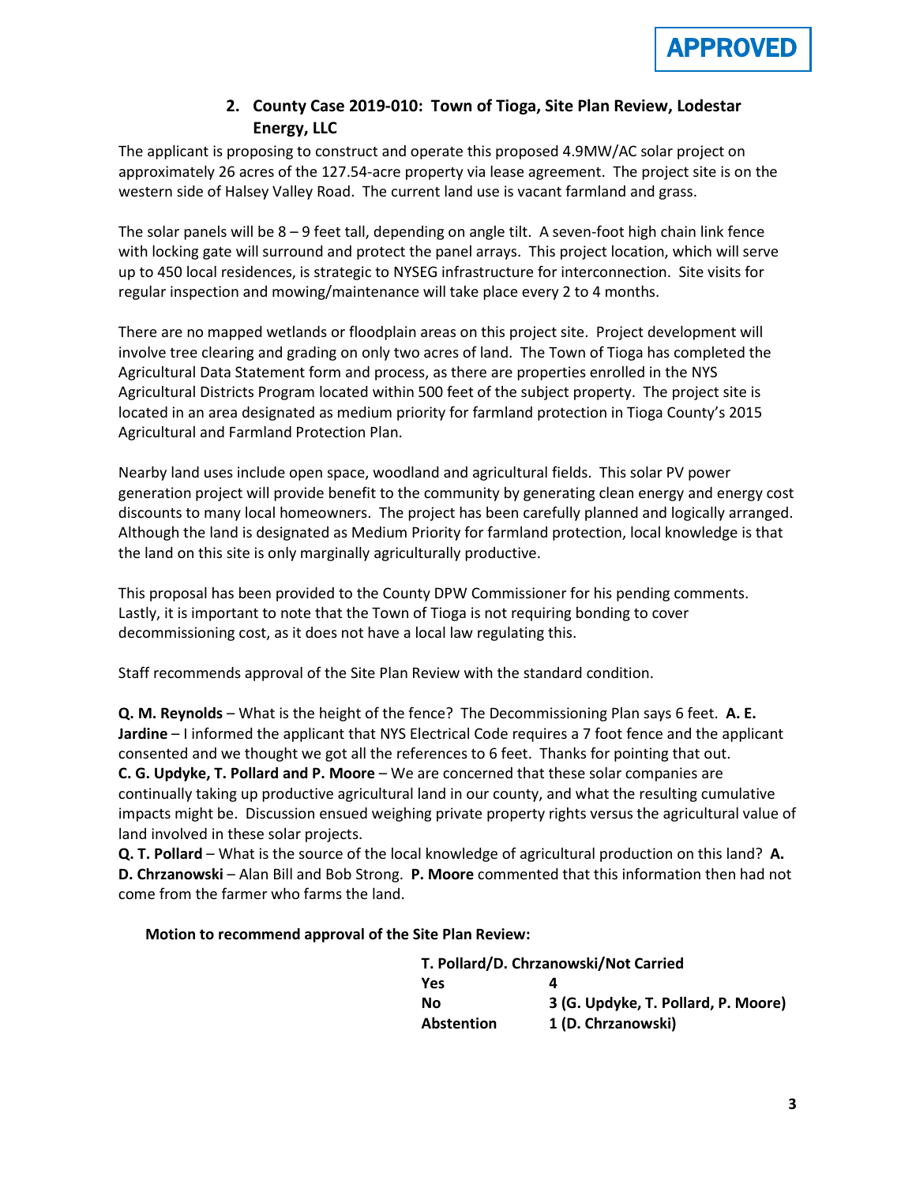**APPROVED**

## 2. County Case 2019-010: Town of Tioga, Site Plan Review, Lodestar Energy, LLC

The applicant is proposing to construct and operate this proposed 4.9MW/AC solar project on approximately 26 acres of the 127.54-acre property via lease agreement. The project site is on the western side of Halsey Valley Road. The current land use is vacant farmland and grass.

The solar panels will be 8 – 9 feet tall, depending on angle tilt. A seven-foot high chain link fence with locking gate will surround and protect the panel arrays. This project location, which will serve up to 450 local residences, is strategic to NYSEG infrastructure for interconnection. Site visits for regular inspection and mowing/maintenance will take place every 2 to 4 months.

There are no mapped wetlands or floodplain areas on this project site. Project development will involve tree clearing and grading on only two acres of land. The Town of Tioga has completed the Agricultural Data Statement form and process, as there are properties enrolled in the NYS Agricultural Districts Program located within 500 feet of the subject property. The project site is located in an area designated as medium priority for farmland protection in Tioga County's 2015 Agricultural and Farmland Protection Plan.

Nearby land uses include open space, woodland and agricultural fields. This solar PV power generation project will provide benefit to the community by generating clean energy and energy cost discounts to many local homeowners. The project has been carefully planned and logically arranged. Although the land is designated as Medium Priority for farmland protection, local knowledge is that the land on this site is only marginally agriculturally productive.

This proposal has been provided to the County DPW Commissioner for his pending comments. Lastly, it is important to note that the Town of Tioga is not requiring bonding to cover decommissioning cost, as it does not have a local law regulating this.

Staff recommends approval of the Site Plan Review with the standard condition.

**Q. M. Reynolds** – What is the height of the fence? The Decommissioning Plan says 6 feet. **A. E. Jardine** – I informed the applicant that NYS Electrical Code requires a 7 foot fence and the applicant consented and we thought we got all the references to 6 feet. Thanks for pointing that out.
**C. G. Updyke, T. Pollard and P. Moore** – We are concerned that these solar companies are continually taking up productive agricultural land in our county, and what the resulting cumulative impacts might be. Discussion ensued weighing private property rights versus the agricultural value of land involved in these solar projects.
**Q. T. Pollard** – What is the source of the local knowledge of agricultural production on this land? **A. D. Chrzanowski** – Alan Bill and Bob Strong. **P. Moore** commented that this information then had not come from the farmer who farms the land.

**Motion to recommend approval of the Site Plan Review:**

**T. Pollard/D. Chrzanowski/Not Carried**

| | |
|---|---|
| **Yes** | **4** |
| **No** | **3 (G. Updyke, T. Pollard, P. Moore)** |
| **Abstention** | **1 (D. Chrzanowski)** |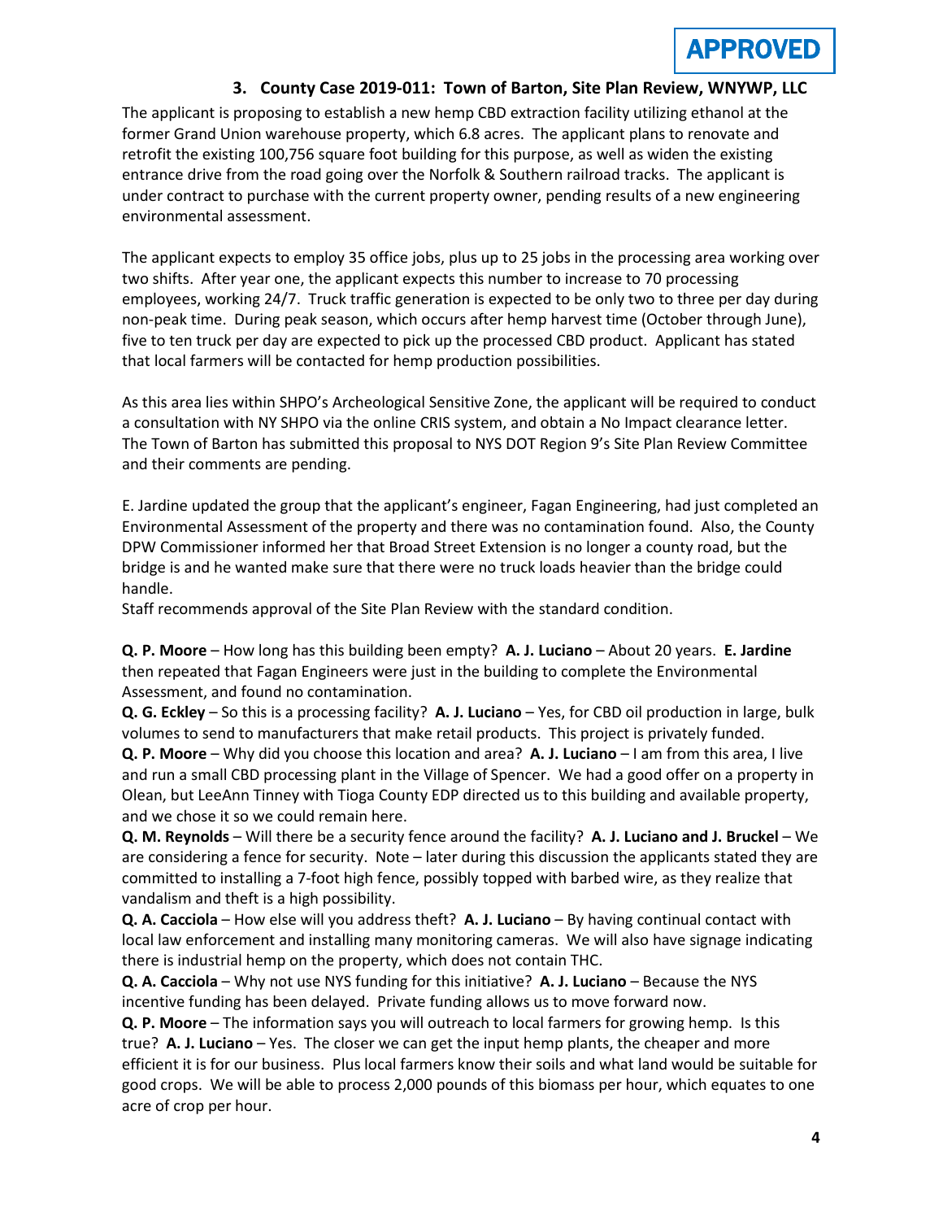**APPROVED**

### 3. County Case 2019-011: Town of Barton, Site Plan Review, WNYWP, LLC

The applicant is proposing to establish a new hemp CBD extraction facility utilizing ethanol at the former Grand Union warehouse property, which 6.8 acres. The applicant plans to renovate and retrofit the existing 100,756 square foot building for this purpose, as well as widen the existing entrance drive from the road going over the Norfolk & Southern railroad tracks. The applicant is under contract to purchase with the current property owner, pending results of a new engineering environmental assessment.

The applicant expects to employ 35 office jobs, plus up to 25 jobs in the processing area working over two shifts. After year one, the applicant expects this number to increase to 70 processing employees, working 24/7. Truck traffic generation is expected to be only two to three per day during non-peak time. During peak season, which occurs after hemp harvest time (October through June), five to ten truck per day are expected to pick up the processed CBD product. Applicant has stated that local farmers will be contacted for hemp production possibilities.

As this area lies within SHPO's Archeological Sensitive Zone, the applicant will be required to conduct a consultation with NY SHPO via the online CRIS system, and obtain a No Impact clearance letter. The Town of Barton has submitted this proposal to NYS DOT Region 9's Site Plan Review Committee and their comments are pending.

E. Jardine updated the group that the applicant's engineer, Fagan Engineering, had just completed an Environmental Assessment of the property and there was no contamination found. Also, the County DPW Commissioner informed her that Broad Street Extension is no longer a county road, but the bridge is and he wanted make sure that there were no truck loads heavier than the bridge could handle.
Staff recommends approval of the Site Plan Review with the standard condition.

**Q. P. Moore** – How long has this building been empty? **A. J. Luciano** – About 20 years. **E. Jardine** then repeated that Fagan Engineers were just in the building to complete the Environmental Assessment, and found no contamination.
**Q. G. Eckley** – So this is a processing facility? **A. J. Luciano** – Yes, for CBD oil production in large, bulk volumes to send to manufacturers that make retail products. This project is privately funded.
**Q. P. Moore** – Why did you choose this location and area? **A. J. Luciano** – I am from this area, I live and run a small CBD processing plant in the Village of Spencer. We had a good offer on a property in Olean, but LeeAnn Tinney with Tioga County EDP directed us to this building and available property, and we chose it so we could remain here.
**Q. M. Reynolds** – Will there be a security fence around the facility? **A. J. Luciano and J. Bruckel** – We are considering a fence for security. Note – later during this discussion the applicants stated they are committed to installing a 7-foot high fence, possibly topped with barbed wire, as they realize that vandalism and theft is a high possibility.
**Q. A. Cacciola** – How else will you address theft? **A. J. Luciano** – By having continual contact with local law enforcement and installing many monitoring cameras. We will also have signage indicating there is industrial hemp on the property, which does not contain THC.
**Q. A. Cacciola** – Why not use NYS funding for this initiative? **A. J. Luciano** – Because the NYS incentive funding has been delayed. Private funding allows us to move forward now.
**Q. P. Moore** – The information says you will outreach to local farmers for growing hemp. Is this true? **A. J. Luciano** – Yes. The closer we can get the input hemp plants, the cheaper and more efficient it is for our business. Plus local farmers know their soils and what land would be suitable for good crops. We will be able to process 2,000 pounds of this biomass per hour, which equates to one acre of crop per hour.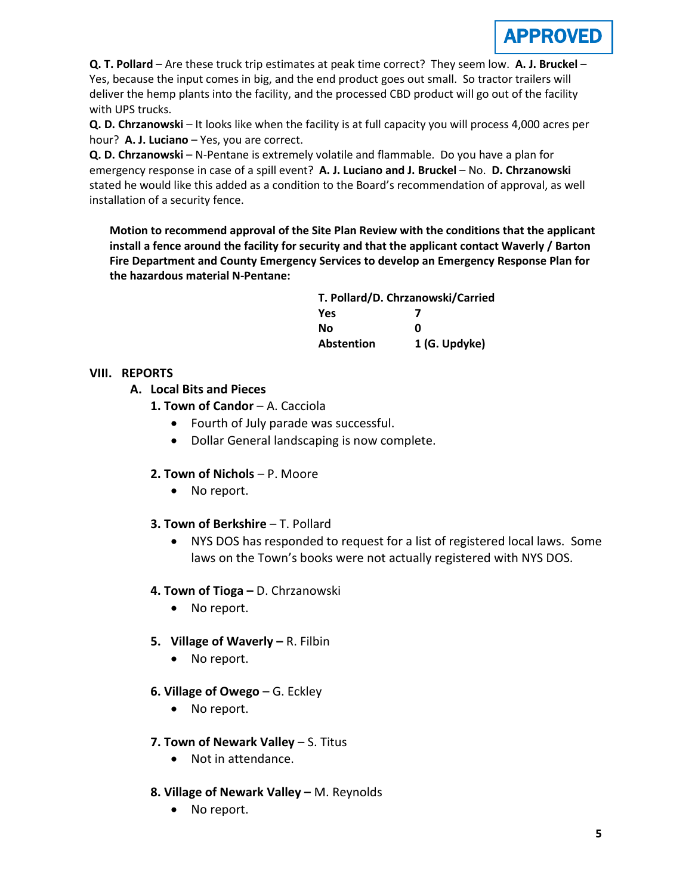**APPROVED**

**Q. T. Pollard** – Are these truck trip estimates at peak time correct? They seem low. **A. J. Bruckel** – Yes, because the input comes in big, and the end product goes out small. So tractor trailers will deliver the hemp plants into the facility, and the processed CBD product will go out of the facility with UPS trucks.

**Q. D. Chrzanowski** – It looks like when the facility is at full capacity you will process 4,000 acres per hour? **A. J. Luciano** – Yes, you are correct.

**Q. D. Chrzanowski** – N-Pentane is extremely volatile and flammable. Do you have a plan for emergency response in case of a spill event? **A. J. Luciano and J. Bruckel** – No. **D. Chrzanowski** stated he would like this added as a condition to the Board's recommendation of approval, as well installation of a security fence.

**Motion to recommend approval of the Site Plan Review with the conditions that the applicant install a fence around the facility for security and that the applicant contact Waverly / Barton Fire Department and County Emergency Services to develop an Emergency Response Plan for the hazardous material N-Pentane:**

| T. Pollard/D. Chrzanowski/Carried | |
|---|---|
| **Yes** | **7** |
| **No** | **0** |
| **Abstention** | **1 (G. Updyke)** |

## VIII. REPORTS

### A. Local Bits and Pieces

**1. Town of Candor** – A. Cacciola

- Fourth of July parade was successful.
- Dollar General landscaping is now complete.

**2. Town of Nichols** – P. Moore

- No report.

**3. Town of Berkshire** – T. Pollard

- NYS DOS has responded to request for a list of registered local laws. Some laws on the Town's books were not actually registered with NYS DOS.

**4. Town of Tioga –** D. Chrzanowski

- No report.

**5. Village of Waverly –** R. Filbin

- No report.

**6. Village of Owego** – G. Eckley

- No report.

**7. Town of Newark Valley** – S. Titus

- Not in attendance.

**8. Village of Newark Valley –** M. Reynolds

- No report.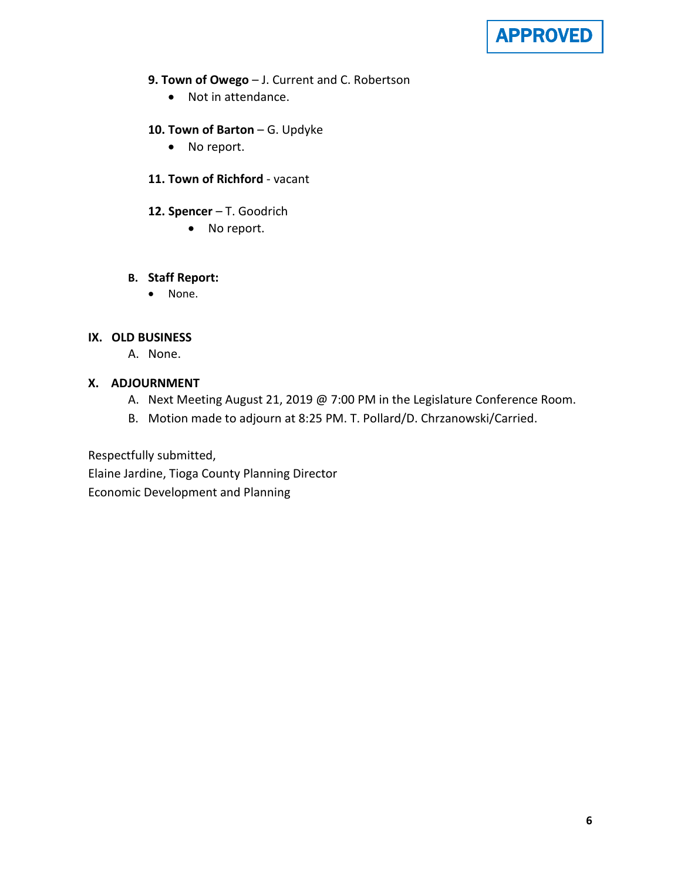**APPROVED**

**9. Town of Owego** – J. Current and C. Robertson

- Not in attendance.

**10. Town of Barton** – G. Updyke

- No report.

**11. Town of Richford** - vacant

**12. Spencer** – T. Goodrich

- No report.

**B. Staff Report:**

- None.

## IX. OLD BUSINESS

A. None.

## X. ADJOURNMENT

A. Next Meeting August 21, 2019 @ 7:00 PM in the Legislature Conference Room.

B. Motion made to adjourn at 8:25 PM. T. Pollard/D. Chrzanowski/Carried.

Respectfully submitted,
Elaine Jardine, Tioga County Planning Director
Economic Development and Planning